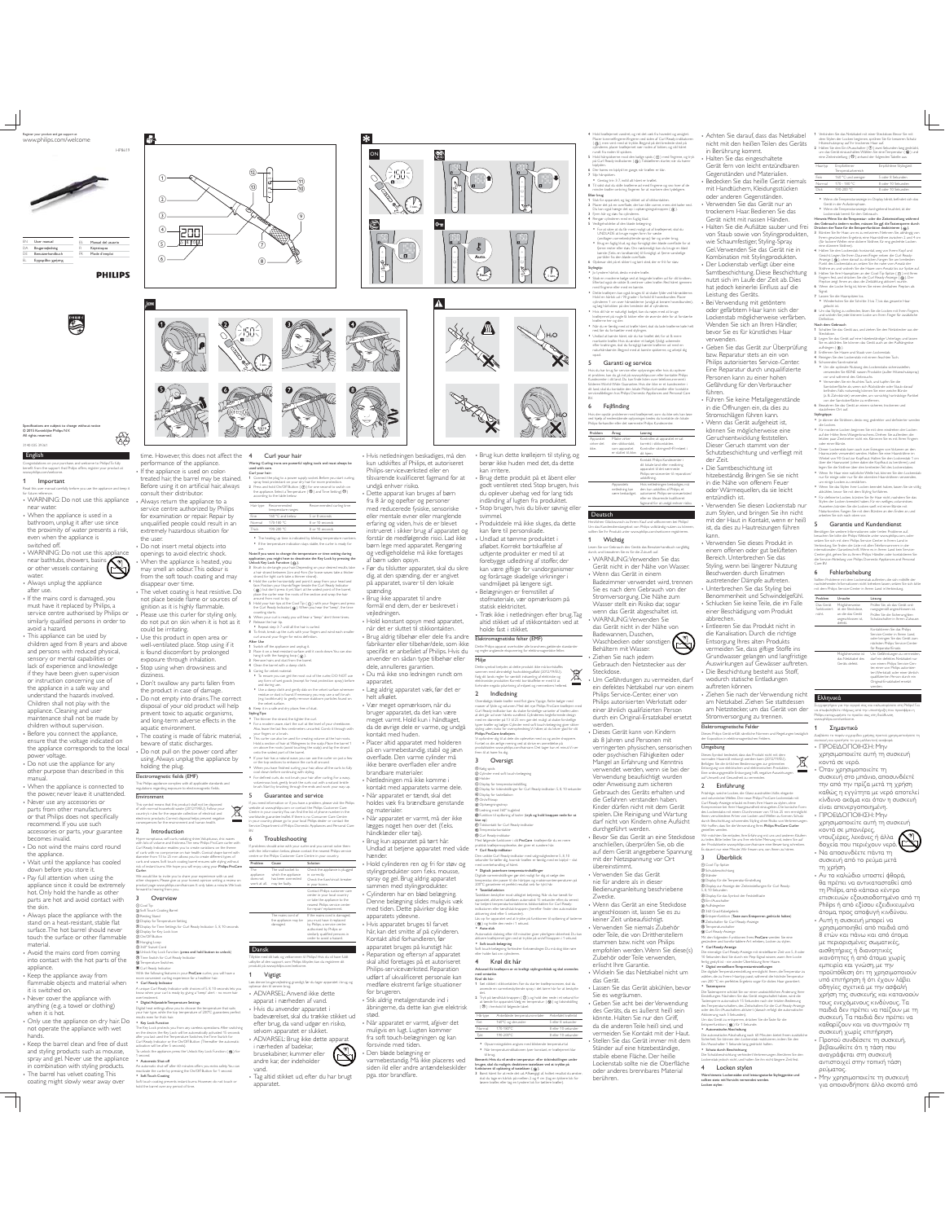Register your product and get support at
www.philips.com/welcome

HP8619

| | | | |
|---|---|---|---|
| EN | User manual | ES | Manual del usuario |
| DA | Brugervejledning | FI | Käyttöopas |
| DE | Benutzerhandbuch | FR | Mode d'emploi |
| EL | Εγχειρίδιο χρήσης | | |

PHILIPS

Specifications are subject to change without notice
© 2015 Koninklijke Philips N.V.
All rights reserved.

3140 035 39361

## English

Congratulations on your purchase, and welcome to Philips! To fully benefit from the support that Philips offers, register your product at www.philips.com/welcome.

### 1 Important

Read this user manual carefully before you use the appliance and keep it for future reference.

- WARNING: Do not use this appliance near water.
- When the appliance is used in a bathroom, unplug it after use since the proximity of water presents a risk, even when the appliance is switched off.
- WARNING: Do not use this appliance near bathtubs, showers, basins or other vessels containing water.
- Always unplug the appliance after use.
- If the mains cord is damaged, you must have it replaced by Philips, a service centre authorised by Philips or similarly qualified persons in order to avoid a hazard.
- This appliance can be used by children aged from 8 years and above and persons with reduced physical, sensory or mental capabilities or lack of experience and knowledge if they have been given supervision or instruction concerning use of the appliance in a safe way and understand the hazards involved. Children shall not play with the appliance. Cleaning and user maintenance shall not be made by children without supervision.
- Before you connect the appliance, ensure that the voltage indicated on the appliance corresponds to the local power voltage.
- Do not use the appliance for any other purpose than described in this manual.
- When the appliance is connected to the power, never leave it unattended.
- Never use any accessories or parts from other manufacturers or that Philips does not specifically recommend. If you use such accessories or parts, your guarantee becomes invalid.
- Do not wind the mains cord round the appliance.
- Wait until the appliance has cooled down before you store it.
- Pay full attention when using the appliance since it could be extremely hot. Only hold the handle as other parts are hot and avoid contact with the skin.
- Always place the appliance with the stand on a heat-resistant, stable flat surface. The hot barrel should never touch the surface or other flammable material.
- Avoid the mains cord from coming into contact with the hot parts of the appliance.
- Keep the appliance away from flammable objects and material when it is switched on.
- Never cover the appliance with anything (e.g. a towel or clothing) when it is hot.
- Only use the appliance on dry hair. Do not operate the appliance with wet hands.
- Keep the barrel clean and free of dust and styling products such as mousse, spray and gel. Never use the appliance in combination with styling products.
- The barrel has velvet coating. This coating might slowly wear away over time. However, this does not affect the performance of the appliance.
- If the appliance is used on color-treated hair, the barrel may be stained. Before using it on artificial hair, always consult their distributor.
- Always return the appliance to a service centre authorized by Philips for examination or repair. Repair by unqualified people could result in an extremely hazardous situation for the user.
- Do not insert metal objects into openings to avoid electric shock.
- When the appliance is heated, you may smell an odour. This odour is from the soft touch coating and may disappear over time.
- The velvet coating is heat resistive. Do not place beside flame or sources of ignition as it is highly flammable.
- Please use this curler for styling only, do not put on skin when it is hot as it could be irritating.
- Use this product in open area or well-ventilated place. Stop using if it is found discomfort by prolonged exposure through inhalation.
- Stop using when drowsiness and dizziness.
- Don't swallow any parts fallen from the product in case of damage.
- Do not empty into drains. The correct disposal of your old product will help prevent toxic to aquatic organisms, and long-term adverse effects in the aquatic environment.
- The coating is made of fabric material, beware of static discharges.
- Do not pull on the power cord after using. Always unplug the appliance by holding the plug.

#### Electromagnetic fields (EMF)

This Philips appliance complies with all applicable standards and regulations regarding exposure to electromagnetic fields.

#### Environment

This symbol means that this product shall not be disposed of with normal household waste (2012/19/EU). Follow your country's rules for the separate collection of electrical and electronic products. Correct disposal helps prevent negative consequences for the environment and human health.

### 2 Introduction

Hair is sumptuous, soft curls radiating with volume and softness. The new Philips ProCare Auto Curler enables you to create beautiful curls with ease. The curls are automatically formed in the chamber: just choose the settings and let the curler do the job. We hope you will enjoy using your **Philips ProCare Curler**.

### 3 Overview

1. Cool Tip
2. Soft Touch Coating Barrel
3. Resting Stand
4. Display for Temperature Setting
5. Display for Time Settings for Curl Ready Indicator: 5, 8, 10 seconds
6. Display for Key Lock Icon
7. On/Off Button
8. Hanging Loop
9. 360° Swivel Cord
10. Unlock Key Lock Function (**press and hold button to unlock**)
11. Time Switch for Curl Ready Indicator
12. Temperature Switches
13. Curl Ready Indicator

With the following features in your **ProCare** curler, you will have a more convenient curling experience for a healthier hair.

- **Curl Ready Indicator**
  A unique Curl Ready Indicator with choices of 5, 8, 10 seconds lets you know when your curl is ready by giving a "beep" alert – no more hair overtreatment.
- **Digital Adjustable Temperature Settings**
  Digital heat settings allow you to choose the temperature that suits your hair type, while the top temperature of 200°C guarantees perfect results even for thick hair.
- **Key Lock Function**
  The Key Lock protects you from any careless operations. After switching on the device, the Key Lock will be automatically activated. To unlock the appliance press and hold the Unlock Key Lock Function button for 1 second.
- **Automatic Shut-off**
  An automatic shut off after 60 minutes offers you extra safety. You can reactivate the curler by pressing the On/Off button for 1 second.
- **Soft Touch Coating**
  Soft touch coating prevents instant burns. However, do not touch or hold the barrel over any period of time.

### 4 Curl your hair

**Warning: Curling irons can generate high heat; always use heat protection and do not use on wet hair.**

**Curl your hair**

1. Connect the plug to a power supply socket. Before you start curling, spray heat protection on your dry hair for more protection.
2. Press and hold the On/Off button (⑦) for one second to switch on the appliance. Select a temperature (⑫) and time setting (⑪) according to the table below.

| Hair type | Recommended temperature ranges | Recommended curling time |
|---|---|---|
| Fine | 160 °C and below | 5 or 8 seconds |
| Normal | 170-180 °C | 8 or 10 seconds |
| Thick | 190-200 °C | 8 or 10 seconds |

- The heating up level is indicated by blinking temperature numbers.
- If the temperature indication stops blinking, the curler is ready for use.

**Note: If you want to change the temperature or time setting during application, you might need to deactivate the Key Lock by pressing the Unlock Key Lock Function (⑩).**

3. Brush or detangle your hair. Depending on your desired results, take a hair strand between 2cm and 4cm. Use a fine-tooth comb to take a thinner strand for tight curls or a thicker strand for loose curls.
4. Hold the curler horizontally and point it away from your head and face. Position your thumb/finger beside the Curl Ready Indicator (⑬), but don't press it yet. Start at the widest point of the barrel, place the curler near the roots of the section and wrap the hair around the barrel.
5. Hold your hair at the Cool Tip (①) with your fingers and press the Curl Ready button (⑬). When you hear the "beep", let the hair go.
6. When your curl is ready you will hear a "beep" alert three times.
7. Release the hair tip.
8. Repeat steps 3-7 until all the hair is curled.
9. To finish, break up the curls with your fingers and hand each smaller curl around your fingers for extra definition.

**After Use**

1. Switch off the appliance and unplug it.
2. Place it on a heat-resistant surface until it cools down. You can also hang it with the hanging loop (⑧).
3. Remove hairs and dust from the barrel.
4. Clean the barrel with a damp cloth.
5. Caring for velvet material:
   - To ensure you can get the most out of the curler, DO NOT use any form of wet/liquid cleaning or heat protection sprays directly and during use.
   - Use a damp cloth and gently rub on the velvet surface whenever residue or dust is found. If necessary, you may use a soft brush (e.g. toothbrush) to gently remove stubborn particles found on the velvet surface.
6. Keep it in a safe and dry place, free of dust.

**Styling tips:**

- The thinner the strand, the tighter the curl.
- For a mellow style, curl the hair at the level of your cheekbones. Also, leave the first few centimeters uncurled. Gently run through with your fingers or a brush.
- The curler can also be used for curling volume at the hair roots. Hold a section of hair at 90degrees to the scalp. Place the barrel 1 cm above the roots (avoid touching the scalp) and lay the strand onto the barrel and curl as usual.
- If your hair has a natural wave you can use the curler on just a few or the top sections to enhance the natural curl.
- When you have finished curling your hair allow all the curls to fully cool down before continuing with styling.
- For defined curls, do not brush your hair after curling. For a wavy, voluminous look, gently brush the curls out with a natural bristle brush. Finish by tilting your head forward, shaking the ends, and brushing the roots.

### 5 Guarantee and service

If you need information e.g. about replacement of an attachment or if you have a problem, please visit the Philips website at www.philips.com or contact the Philips Customer Care Centre in your country. You can find its phone number in the worldwide guarantee leaflet. If there is no Customer Care Centre in your country, please go to your local Philips dealer or contact the Service Department of Philips Domestic Appliances and Personal Care BV.

### 6 Troubleshooting

If problems should arise with your curler and you cannot solve them with the information below, please contact the nearest Philips service centre or the Philips Customer Care Centre in your country.

| Problem | Cause | Solution |
|---|---|---|
| The appliance does not work at all. | The wall socket to which the appliance has been connected may not have power. | Check that the appliance is plugged in correctly. Check the fuse/circuit breaker in your house. |
| | | Contact Philips customer care center in your local country or take the appliance to the nearest Philips service center for repair/replacement. |
| | The mains cord of the appliance may be damaged. | If the mains cord is damaged, you must have it replaced by Philips, a service centre authorized by Philips or similarly qualified persons in order to avoid a hazard. |

## Dansk

Tillykke med dit køb og velkommen til Philips! Hvis du vil have fuldt udbytte af den support, som Philips tilbyder, kan du registrere dit produkt på www.philips.com/welcome.

### 1 Vigtigt

Læs denne brugervejledning grundigt før du tager apparatet i brug, og opbevar den til senere brug.

- ADVARSEL: Anvend ikke dette apparat i nærheden af vand.
- Hvis du anvender apparatet i badeværelset, skal du trække stikket ud efter brug, da vand udgør en risiko, selvom apparatet er slukket.
- ADVARSEL: Brug ikke dette apparat i nærheden af badekar, brusebadet, kummer eller andre kar, der indeholder vand.
- Tag altid stikket ud, efter du har brugt apparatet.
- Hvis netledningen beskadiges, må den kun udskiftes af Philips, et autoriseret Philips-serviceværksted eller en tilsvarende kvalificeret fagmand for at undgå enhver risiko.
- Dette apparat kan bruges af børn fra 8 år og opefter og personer med reducerede fysiske, sensoriske eller mentale evner eller manglende erfaring og viden, hvis de er blevet instrueret i sikker brug af apparatet og forstår de medfølgende risici. Børn må ikke lege med apparatet. Rengøring og vedligeholdelse må ikke foretages af børn uden opsyn.
- Før du tilslutter apparatet, skal du sikre dig, at den spænding, der er angivet på apparatet, svarer til den lokale spænding.
- Brug ikke apparatet til andre formål end dem, der er beskrevet i vejledningen.
- Hold konstant opsyn med apparatet, når det er sluttet til stikkontakten.
- Brug aldrig tilbehør eller dele fra andre fabrikanter eller tilbehør/dele, som ikke specifikt er anbefalet af Philips. Hvis du anvender en sådan type tilbehør eller dele, annulleres garantien.
- Du må ikke sno ledningen rundt om apparatet.
- Lad apparatet køle af, før det lægges væk.
- Vær meget opmærksom, når du bruger apparatet, da det kan være meget varmt. Hold kun i håndtaget, da de øvrige dele er varme, og undgå kontakt med huden.
- Placer altid apparatet med holderen på en varmebestandig, stabil og jævn overflade. Den varme cylinder må ikke berøre overfladen eller andre brandbare materialer.
- Netledningen må ikke komme i kontakt med apparatets varme dele.
- Når apparatet er tændt, skal det holdes væk fra brændbare genstande og materialer.
- Når apparatet er varmt, må det ikke lægges ned mellem over det (f.eks. håndklæder eller tøj).
- Brug kun apparatet på tørt hår. Undlad at betjene apparatet med våde hænder.
- Hold cylinderen ren og fri for støv og stylingprodukter som f.eks. mousse, spray og gel. Brug aldrig apparatet sammen med stylingprodukter.
- Cylinderen har en blød belægning. Denne belægning slides muligvis væk med tiden. Dette påvirker dog ikke apparatets ydeevne.
- Hvis apparatet bruges til farvet hår, kan det smitte af på cylinderen. Kontakt altid forhandleren, før apparatet bruges på kunstigt hår.
- Reparation og eftersyn af apparatet skal altid foretages på et autoriseret Philips-serviceværksted. Reparation udført af ukvalificeret personale kan medføre ekstremt farlige situationer for brugeren.
- Stik aldrig metalgenstande ind i åbningerne, da dette kan give elektrisk stød.
- Når apparatet er varmt, afgiver det muligvis en lugt. Lugten kommer fra soft touch-belægningen og kan forsvinde med tiden.
- Den bløde belægning er varmebestandig. Må ikke placeres ved siden af ild eller andre antændelseskilder pga. stor brandfare.
- Brug kun dette krøllejern til styling, og berør ikke huden med det, da dette kan irritere.
- Brug dette produkt på et åbent eller godt ventileret sted. Stop brugen, hvis du oplever ubehag ved for lang tids indånding af luften fra produktet.
- Stop brugen, hvis du bliver søvnig eller svimmel.
- Produktdele må ikke sluges, da dette kan føre til personskade.
- Undlad at tømme produktet i afløbet. Korrekt bortskaffelse af udtjente produkter er med til at forebygge udledning af stoffer, der kan være giftige for vandorganismer og forårsage skadelige virkninger i vandmiljøet på længere sigt.
- Belægningen er fremstillet af stofmateriale, vær opmærksom på statisk elektricitet.
- Træk ikke i netledningen efter brug. Tag altid stikket ud af stikkontakten ved at holde fast i stikket.

#### Elektromagnetiske felter (EMF)

Dette Philips-apparat overholder alle branchens gældende standarder og regler angående eksponering for elektromagnetiske felter.

#### Miljø

Dette symbol betyder, at dette produkt ikke må bortskaffes sammen med almindeligt husholdningsaffald (2012/19/EU). Følg de lokale regler for særskilt indsamling af elektriske og elektroniske produkter. Korrekt bortskaffelse er med til at forhindre negative konsekvenser for miljøet og menneskers helbred.

### 2 Indledning

Glamourøse, bløde krøller med fyldig volumen. Med det nye Philips ProCare krøllejern kan du nemt skabe smukke krøller. Krøllerne formes automatisk i kammeret: Vælg blot indstillingerne, og lad krøllejernet gøre arbejdet. Vi håber, du vil få glæde af dit **Philips ProCare krøllejern**.

### 3 Oversigt

1. Kølig spids
2. Cylinder med soft touch-belægning
3. Holder
4. Display for temperaturindstilling
5. Display for tidsindstillinger for Curl Ready-indikator: 5, 8, 10 sekunder
6. Display for tastlåsikon
7. Tænd/sluk-knap
8. Ophængningsløkke
9. Ledning med 360° drejeled
10. Oplåsning af tastlås-funktion (**tryk og hold knappen nede for at låse op**)
11. Tidskontakt for Curl Ready-indikator
12. Temperaturkontakter
13. Curl Ready-indikator

Med følgende funktioner i dit **ProCare**-krøllejern får du en mere bekvem krølleoplevelse for et sundere hår.

- **Curl Ready-indikator**
- **Digitalt justerbare temperaturindstillinger**
- **Tastlåsfunktion**
- **Automatisk slukning**
- **Soft touch-belægning**

### 4 Krøl dit hår

**Advarsel: Krøllejern kan blive meget varme; brug altid varmebeskyttelse, og brug ikke på vådt hår.**

**Krøl dit hår**

1. Sæt stikket i stikkontakten. Før du starter krølleprocessen, skal du sprøjte varmebeskyttelse på dit tørre hår for ekstra beskyttelse.
2. Tryk på tænd/sluk-knappen (⑦), og hold den nede i ét sekund for at tænde for apparatet. Vælg en temperatur (⑫) og tidsindstilling (⑪) i henhold til nedenstående tabel.

| Hårtype | Anbefalede temperaturområder | Anbefalet krølletid |
|---|---|---|
| Fint | 160 °C og derunder | 5 eller 8 sekunder |
| Normalt | 170-180 °C | 8 eller 10 sekunder |
| Tykt | 190-200 °C | 8 eller 10 sekunder |

### 5 Garanti og service

Hvis du har brug for service eller oplysninger, eller hvis du oplever et problem, kan du gå ind på www.philips.com eller kontakte Philips Kundecenter i dit land.

### 6 Fejlfinding

| Problem | Årsag | Løsning |
|---|---|---|
| Apparatet virker slet ikke. | Måske er der ikke strøm i den stikkontakt, som apparatet er sluttet til. | Kontroller, at apparatet er sat korrekt i stikkontakten. Kontroller sikringen/HFI-relæet i dit hjem. |
| | | Kontakt Philips Kundecenter i dit lokale land eller indlevér apparatet til det nærmeste Philips-servicecenter til reparation/udskiftning. |
| | Apparatets netledning kan være beskadiget. | Hvis netledningen beskadiges, må den kun udskiftes af Philips, et autoriseret Philips-serviceværksted eller en tilsvarende kvalificeret fagmand for at undgå enhver risiko. |

## Deutsch

Herzlichen Glückwunsch zu Ihrem Kauf und willkommen bei Philips! Um das Kundendienstangebot von Philips vollständig nutzen zu können, sollten Sie Ihr Produkt unter www.philips.com/welcome registrieren.

### 1 Wichtig

Lesen Sie vor Gebrauch des Geräts das Benutzerhandbuch sorgfältig durch, und bewahren Sie es für die Zukunft auf.

- WARNUNG: Verwenden Sie das Gerät nicht in der Nähe von Wasser.
- Wenn das Gerät in einem Badezimmer verwendet wird, trennen Sie es nach dem Gebrauch von der Stromversorgung. Die Nähe zum Wasser stellt ein Risiko dar, sogar wenn das Gerät abgeschaltet ist.
- WARNUNG: Verwenden Sie das Gerät nicht in der Nähe von Badewannen, Duschen, Waschbecken oder sonstigen Behältern mit Wasser.
- Ziehen Sie nach jedem Gebrauch den Netzstecker aus der Steckdose.
- Um Gefährdungen zu vermeiden, darf ein defektes Netzkabel nur von einem Philips Service-Center, einer von Philips autorisierten Werkstatt oder einer ähnlich qualifizierten Person durch ein Original-Ersatzkabel ersetzt werden.
- Dieses Gerät kann von Kindern ab 8 Jahren und Personen mit verringerten physischen, sensorischen oder psychischen Fähigkeiten oder Mangel an Erfahrung und Kenntnis verwendet werden, wenn sie bei der Verwendung beaufsichtigt wurden oder Anweisung zum sicheren Gebrauch des Geräts erhalten und die Gefahren verstanden haben. Kinder dürfen nicht mit dem Gerät spielen. Die Reinigung und Wartung darf nicht von Kindern ohne Aufsicht durchgeführt werden.
- Bevor Sie das Gerät an eine Steckdose anschließen, überprüfen Sie, ob die auf dem Gerät angegebene Spannung mit der Netzspannung vor Ort übereinstimmt.
- Verwenden Sie das Gerät nie für andere als in dieser Bedienungsanleitung beschriebene Zwecke.
- Wenn das Gerät an eine Steckdose angeschlossen ist, lassen Sie es niemals unbeaufsichtigt.
- Verwenden Sie niemals Zubehör oder Teile, die von Drittherstellern stammen bzw. nicht von Philips empfohlen werden. Wenn Sie diese(s) Zubehör oder Teile verwenden, erlischt Ihre Garantie.
- Wickeln Sie das Netzkabel nicht um das Gerät.
- Lassen Sie das Gerät abkühlen, bevor Sie es wegräumen.
- Geben Sie acht bei der Verwendung des Geräts, da es äußerst heiß sein könnte. Halten Sie nur den Griff, da die anderen Teile heiß sind, und vermeiden Sie Kontakt mit der Haut.
- Stellen Sie das Gerät immer mit dem Ständer auf eine hitzebeständige, stabile ebene Fläche. Der heiße Lockenstab sollte nie die Oberfläche oder andere brennbare Materialien berühren.
- Achten Sie darauf, dass das Netzkabel nicht mit den heißen Teilen des Geräts in Berührung kommt.
- Halten Sie das eingeschaltete Gerät fern von leicht entzündbaren Gegenständen und Materialien.
- Bedecken Sie das heiße Gerät niemals mit Handtüchern, Kleidungsstücken oder anderen Gegenständen.
- Verwenden Sie das Gerät nur an trockenem Haar. Bedienen Sie das Gerät nicht mit nassen Händen.
- Halten Sie die Aufsätze sauber und frei von Staub sowie von Stylingprodukten, wie Schaumfestiger, Styling-Spray, Gel. Verwenden Sie das Gerät nie in Kombination mit Stylingprodukten.
- Der Lockenstab verfügt über eine Samtbeschichtung. Diese Beschichtung nutzt sich im Laufe der Zeit ab. Dies hat jedoch keinerlei Einfluss auf die Leistung des Geräts.
- Bei Verwendung mit getöntem oder gefärbtem Haar kann sich der Lockenstab möglicherweise verfärben. Wenden Sie sich an Ihren Händler, bevor Sie es für künstliches Haar verwenden.
- Geben Sie das Gerät zur Überprüfung bzw. Reparatur stets an ein Philips autorisiertes Service-Center. Eine Reparatur durch unqualifizierte Personen kann zu einer hohen Gefährdung für den Verbraucher führen.
- Führen Sie keine Metallgegenstände in die Öffnungen ein, da es zu Stromschlägen führen kann.
- Wenn das Gerät aufgeheizt ist, können Sie möglicherweise eine Geruchsentwicklung feststellen. Dieser Geruch stammt von der Schutzbeschichtung und verfliegt mit der Zeit.
- Die Samtbeschichtung ist hitzebeständig. Bringen Sie sie nicht in die Nähe von offenem Feuer oder Wärmequellen, da sie leicht entzündlich ist.
- Verwenden Sie diesen Lockenstab nur zum Stylen, und bringen Sie ihn nicht mit der Haut in Kontakt, wenn er heiß ist, da dies zu Hautreizungen führen kann.
- Verwenden Sie dieses Produkt in einem offenen oder gut belüfteten Bereich. Unterbrechen Sie das Styling, wenn bei längerer Nutzung Beschwerden durch Einatmen auftreten sollten.
- Unterbrechen Sie das Styling bei Benommenheit und Schwindelgefühl.
- Schlucken Sie keine Teile, die im Falle einer Beschädigung vom Produkt abbrechen.
- Entleeren Sie das Produkt nicht in die Kanalisation. Durch die richtige Entsorgung Ihres alten Produkts vermeiden Sie, dass giftige Stoffe ins Grundwasser gelangen und langfristige Auswirkungen auf Gewässer auftreten.
- Die Beschichtung besteht aus Stoff, wodurch statische Entladungen auftreten können.
- Ziehen Sie nach der Verwendung nicht am Netzkabel. Ziehen Sie stattdessen am Netzstecker, um das Gerät von der Stromversorgung zu trennen.

#### Elektromagnetische Felder

Dieses Philips Gerät erfüllt sämtliche Normen und Regelungen bezüglich der Exposition in elektromagnetischen Feldern.

#### Umgebung

Dieses Symbol bedeutet, dass das Produkt nicht mit dem normalen Hausmüll entsorgt werden kann (2012/19/EU). Befolgen Sie die örtlichen Bestimmungen zur getrennten Entsorgung von elektrischen und elektronischen Produkten. Eine ordnungsgemäße Entsorgung hilft, negative Auswirkungen auf Umwelt und Gesundheit zu vermeiden.

### 2 Einführung

Prächtige, weiche Locken mit Glanz und Volumen. Mit dem neuen Philips ProCare Lockenstab können Sie ganz einfach schöne Locken kreieren. Die Locken werden automatisch in der Kammer geformt: Wählen Sie einfach die Einstellungen, und überlassen Sie dem Lockenstab die Arbeit. Wir hoffen, Sie haben viel Freude mit Ihrem **Philips ProCare** Lockenstab.

### 3 Überblick

1. Cool Tip-Spitze
2. Lockenstab mit Samtbeschichtung
3. Ständer
4. Display für die Temperatureinstellung
5. Display für Zeiteinstellungen der Curl Ready-Anzeige: 5, 8, 10 Sekunden
6. Display-Symbol für die Tastensperre
7. Ein-/Ausschalter
8. Aufhängeöse
9. 360°-Drehgelenkkabel
10. Entsperrfunktion (**Taste zum Entsperren gedrückt halten**)
11. Zeitschalter für Curl Ready-Anzeige
12. Temperaturschalter
13. Curl Ready-Anzeige

Mit den folgenden Funktionen Ihres **ProCare** Lockenstabs erleben Sie ein angenehmeres Locken-Styling für gesünderes Haar.

- **Curl Ready-Anzeige**
- **Digital einstellbare Temperatureinstellungen**
- **Tastensperre**
- **Automatische Abschaltung**
- **Schutz durch Beschichtung**

### 4 Locken stylen

**Warnhinweis: Lockenstäbe sind heiß; verwenden Sie immer einen Hitzeschutz und nicht bei nassem Haar.**

**Locken stylen**

| Haartyp | Empfohlene Temperaturbereiche | Empfohlene Stylingdauer |
|---|---|---|
| Fein | 160 °C und weniger | 5 oder 8 Sekunden |
| Normal | 170 - 180 °C | 8 oder 10 Sekunden |
| Dick | 190-200 °C | 8 oder 10 Sekunden |

### 5 Garantie und Kundendienst

Benötigen Sie weitere Informationen oder treten Probleme auf, besuchen Sie bitte die Philips Website unter www.philips.com, oder wenden Sie sich an ein Philips Service-Center in Ihrem Land.

### 6 Fehlerbehebung

| Problem | Ursache | Lösung |
|---|---|---|
| Das Gerät funktioniert überhaupt nicht. | Möglicherweise ist die Steckdose, an die das Gerät angeschlossen ist, defekt. | Prüfen Sie, ob das Gerät ordnungsgemäß angeschlossen ist. Überprüfen Sie die Sicherung bzw. den Schutzschalter in Ihrem Zuhause. |
| | | Kontaktieren Sie das Philips Service-Center in Ihrem Land, oder bringen Sie das Gerät zum nächsten Philips Service-Center für die Reparatur. |
| | Möglicherweise ist das Netzkabel des Geräts defekt. | Um Gefährdungen zu vermeiden, darf ein defektes Netzkabel nur von einem Philips Service-Center, einer von Philips autorisierten Werkstatt oder einer ähnlich qualifizierten Person durch ein Original-Ersatzkabel ersetzt werden. |

## Ελληνικά

Συγχαρητήρια για την αγορά σας και καλώς ήρθατε στη Philips! Για να επωφεληθείτε πλήρως από την υποστήριξη που προσφέρει η Philips, καταχωρήστε το προϊόν σας στη διεύθυνση www.philips.com/welcome.

### 1 Σημαντικό

Διαβάστε αυτό το εγχειρίδιο χρήσης προσεκτικά πριν χρησιμοποιήσετε τη συσκευή και φυλάξτε το για μελλοντική αναφορά.

- ΠΡΟΕΙΔΟΠΟΙΗΣΗ: Μην χρησιμοποιείτε αυτή τη συσκευή κοντά σε νερό.
- Όταν χρησιμοποιείτε τη συσκευή στο μπάνιο, αποσυνδέετέ την από την πρίζα μετά τη χρήση καθώς η εγγύτητα με νερό αποτελεί κίνδυνο ακόμα και όταν η συσκευή είναι απενεργοποιημένη.
- ΠΡΟΕΙΔΟΠΟΙΗΣΗ: Μην χρησιμοποιείτε αυτή τη συσκευή κοντά σε μπανιέρες, ντουζιέρες, λεκάνες ή άλλα δοχεία που περιέχουν νερό.
- Να αποσυνδέετε πάντα τη συσκευή από το ρεύμα μετά τη χρήση.
- Αν το καλώδιο υποστεί φθορά, θα πρέπει να αντικατασταθεί από τη Philips, από κάποιο κέντρο επισκευών εξουσιοδοτημένο από τη Philips ή από εξίσου εξειδικευμένα άτομα, προς αποφυγή κινδύνου.
- Αυτή η συσκευή μπορεί να χρησιμοποιηθεί από παιδιά από 8 ετών και πάνω και από άτομα με περιορισμένες σωματικές, αισθητήριες ή διανοητικές ικανότητες ή από άτομα χωρίς εμπειρία και γνώση, με την προϋπόθεση ότι τη χρησιμοποιούν υπό επιτήρηση ή ότι έχουν λάβει οδηγίες σχετικά με την ασφαλή χρήση της συσκευής και κατανοούν τους ενεχόμενους κινδύνους. Τα παιδιά δεν πρέπει να παίζουν με τη συσκευή. Τα παιδιά δεν πρέπει να καθαρίζουν και να συντηρούν τη συσκευή χωρίς επιτήρηση.
- Προτού συνδέσετε τη συσκευή, βεβαιωθείτε ότι η τάση που αναγράφεται στη συσκευή αντιστοιχεί στην τοπική τάση ρεύματος.
- Μην χρησιμοποιείτε τη συσκευή για οποιονδήποτε άλλο σκοπό από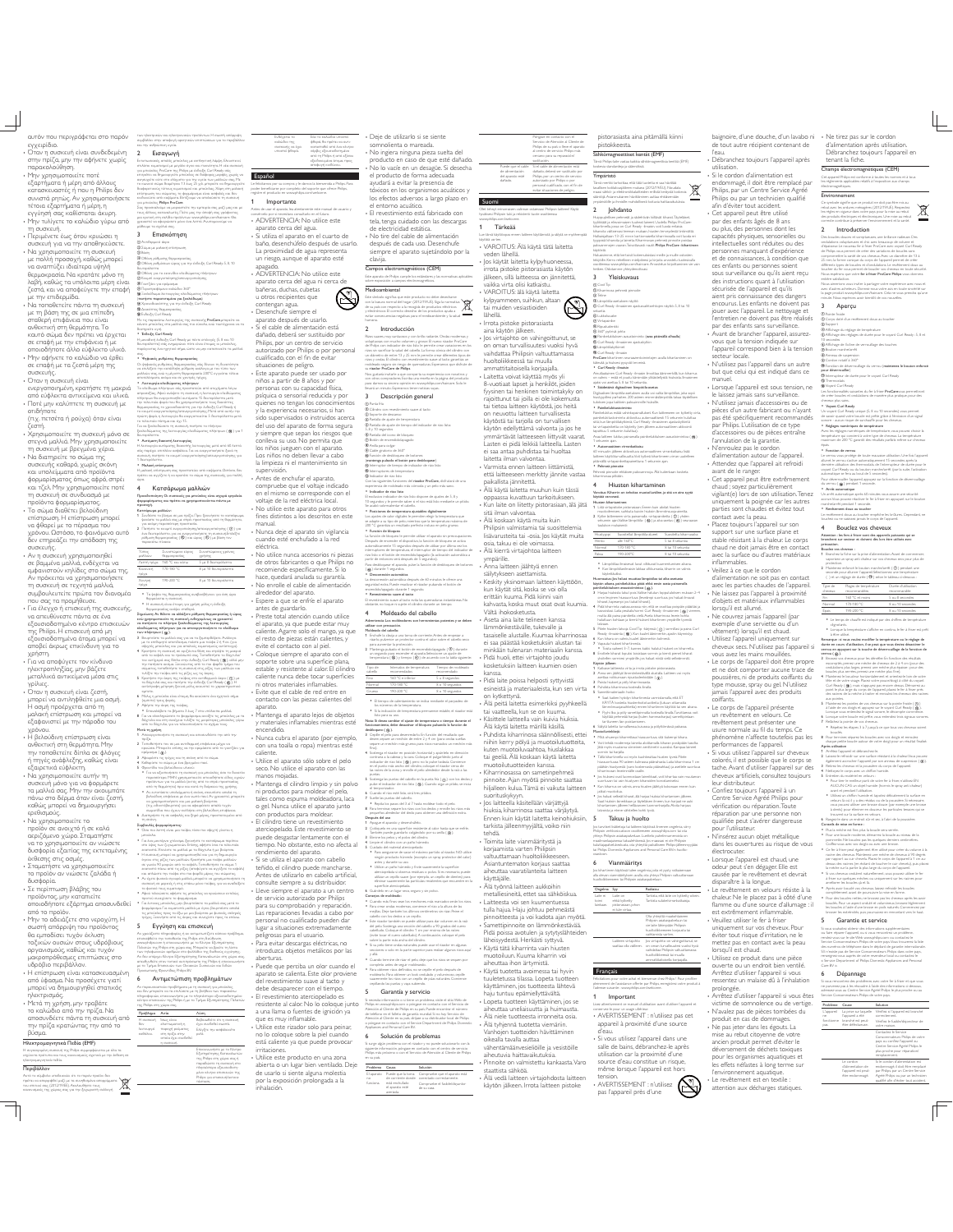αυτόν που περιγράφεται στο παρόν εγχειρίδιο.

- Όταν η συσκευή είναι συνδεδεμένη στην πρίζα, μην την αφήνετε χωρίς παρακολούθηση.
- Μην χρησιμοποιείτε ποτέ εξαρτήματα ή μέρη από άλλους κατασκευαστές ή που η Philips δεν συνιστά ρητώς. Αν χρησιμοποιήσετε τέτοια εξαρτήματα ή μέρη, η εγγύηση σας καθίσταται άκυρη.
- Μην τυλίγετε το καλώδιο γύρω από τη συσκευή.
- Περιμένετε έως ότου κρυώσει η συσκευή για να την αποθηκεύσετε.
- Να χρησιμοποιείτε τη συσκευή με πολλή προσοχή, καθώς μπορεί να αναπτύξει ιδιαίτερα υψηλή θερμοκρασία. Να κρατάτε μόνο τη λαβή, καθώς τα υπόλοιπα μέρη είναι ζεστά, και να αποφεύγετε την επαφή με την επιδερμίδα.
- Να τοποθετείτε πάντα τη συσκευή με τη βάση της σε μια επίπεδη, σταθερή επιφάνεια που είναι ανθεκτική στη θερμότητα. Το καυτό σώμα δεν πρέπει να έρχεται σε επαφή με την επιφάνεια ή με οποιοδήποτε άλλο εύφλεκτο υλικό.
- Μην φέρνετε το καλώδιο να έρθει σε επαφή με τα ζεστά μέρη της συσκευής.
- Όταν η συσκευή είναι ενεργοποιημένη, κρατήστε τη μακριά από εύφλεκτα αντικείμενα και υλικά.
- Ποτέ μην καλύπτετε τη συσκευή με οτιδήποτε (π.χ. πετσέτα ή ρούχα) όταν είναι ζεστή.
- Χρησιμοποιείτε τη συσκευή μόνο σε στεγνά μαλλιά. Μην χρησιμοποιείτε τη συσκευή με βρεγμένα χέρια.
- Να διατηρείτε το σώμα της συσκευής καθαρό, χωρίς σκόνη και υπολείμματα από προϊόντα φορμαρίσματος όπως αφρό, σπρέι και τζελ. Μην χρησιμοποιείτε ποτέ τη συσκευή σε συνδυασμό με προϊόντα φορμαρίσματος.
- Το σώμα διαθέτει βελούδινη επίστρωση. Η επίστρωση μπορεί να φθαρεί με το πέρασμα του χρόνου. Ωστόσο, το φαινόμενο αυτό δεν επηρεάζει την απόδοση της συσκευής.
- Αν η συσκευή χρησιμοποιηθεί σε βαμμένα μαλλιά, ενδέχεται να λεκιαστεί.
- Για λόγους ασφαλείας, αν παρατηρήσετε ότι η συσκευή χρησιμοποιείται για πρώτη φορά ή ότι υπάρχει κάποιο πρόβλημα, απευθυνθείτε πάντα σε ένα εξουσιοδοτημένο κέντρο επισκευών της Philips.
- Για να αποφύγετε τον κίνδυνο ηλεκτροπληξίας, μην βάζετε μεταλλικά αντικείμενα μέσα στις γρίλιες.
- Όταν η συσκευή είναι ζεστή, μπορεί να αναδυθεί μια οσμή. Η οσμή προέρχεται από τη μαλακή επίστρωση και μπορεί να εξαφανιστεί με την πάροδο του χρόνου.
- Η βελούδινη επίστρωση είναι ανθεκτική στη θερμότητα. Μην την τοποθετείτε δίπλα σε φλόγες ή πηγές ανάφλεξης, καθώς είναι εξαιρετικά εύφλεκτη.
- Να χρησιμοποιείτε αυτήν τη συσκευή μόνο για να φορμάρετε τα μαλλιά σας. Μην την ακουμπάτε πάνω στο δέρμα όταν είναι ζεστή, καθώς μπορεί να δημιουργήσει ερεθισμούς.
- Να χρησιμοποιείτε το προϊόν σε ανοιχτό ή σε καλά αεριζόμενο χώρο. Στερματίστε να το χρησιμοποιείτε αν νιώσετε δυσφορία εξαιτίας της εκτεταμένης έκθεσης στη οσμή.
- Σταματήστε να χρησιμοποιείτε τη συσκευή αν νιώσετε ζαλάδα ή δυσφορία.
- Σε περίπτωση βλάβης του προϊόντος, μην καταπιείτε οποιοδήποτε εξάρτημα αποσυνδεθεί από το προϊόν.
- Μην το αδειάζετε στο νεροχύτη. Η συσκευή αποτελείται από προϊόντα που χρησιμοποιούνται για να είναι ασφαλή και κατάλληλα για την τοποθέτηση στους φυσικούς πόρους.
- Η επίστρωση είναι κατασκευασμένη από ύφασμα. Να προσέχετε γιατί μπορεί να δημιουργηθεί στατικός ηλεκτρισμός.
- Μετά τη χρήση, μην τραβάτε το καλώδιο από την πρίζα. Να αποσυνδέετε πάντα τη συσκευή από την πρίζα κρατώντας την από το φις.

## Ηλεκτρομαγνητικά Πεδία (EMF)

Η συγκεκριμένη συσκευή της Philips συμμορφώνεται με όλα τα ισχύοντα πρότυπα και τους κανονισμούς σχετικά με την έκθεση σε ηλεκτρομαγνητικά πεδία.

## Περιβάλλον

Αυτό το σύμβολο σημαίνει ότι το προϊόν δεν πρέπει να απορρίπτεται μαζί με τα συνηθισμένα απορρίμματα του σπιτιού σας (2012/19/ΕΕ). Ακολουθήστε τους κανονισμούς της χώρας σας για την ξεχωριστή συλλογή ηλεκτρικών και ηλεκτρονικών προϊόντων. Η σωστή απόρριψη συμβάλλει στην αποφυγή αρνητικών επιπτώσεων για το περιβάλλον και την ανθρώπινη υγεία.

## 2 Εισαγωγή

Συγχαρητήρια για την αγορά σας και καλωσορίσατε στη Philips! Για να επωφεληθείτε πλήρως από την υποστήριξη που προσφέρει η Philips, καταχωρήστε το προϊόν σας στη διεύθυνση www.philips.com/welcome.

Ο αυτόματος ψαλιδιστής Curl Ready της Philips διαθέτει θερμαινόμενη βελούδινη επίστρωση, η οποία δημιουργεί ζεστό αέρα για να σχηματίζει όμορφες μπούκλες. Χάρη στο μαλακό του υλικό, η συσκευή είναι φιλική προς τα μαλλιά.

Σας προσφέρουμε μια εμπειρία styling με την τεχνολογία Philips ProCare.

## 3 Επισκόπηση

1. Αποσπώμενο φις
2. Σώμα με μαλακή επίστρωση
3. Βάση
4. Οθόνη ρύθμισης θερμοκρασίας
5. Οθόνη ρυθμίσεων χρόνου για το ψάλιδο Curl Ready (5, 8 και 10 δευτερόλεπτα)
6. Οθόνη για το επιλεγμένο επίπεδο θερμοκρασίας
7. Κουμπί ενεργοποίησης/απενεργοποίησης
8. Ένδειξη ετοιμότητας
9. Περιστρεφόμενο καλώδιο 360°
10. Επιλογέας θερμοκρασίας / χρόνου
11. Χρονόμετρο / Ένδειξη Curl Ready

## 4 Κατσάρωμα μαλλιών

Προειδοποίηση: Η συσκευή μπορεί να είναι ζεστή. Μην αγγίζετε τη συσκευή στα ζεστά μέρη.

| Τύπος μαλλιών | Ρύθμιση θερμοκρασίας | Συνιστώμενος χρόνος |
| --- | --- | --- |
| Λεπτά μαλλιά | 150 °C | 5 ή 8 δευτερόλεπτα |
| Κανονικά μαλλιά | 170-180 °C | 8 ή 10 δευτερόλεπτα |
| Χοντρά μαλλιά | 190-200 °C | 8 ή 10 δευτερόλεπτα |

## 5 Εγγύηση και επισκευή

Αν χρειάζεστε πληροφορίες ή αν αντιμετωπίζετε κάποιο πρόβλημα, επισκεφθείτε την τοποθεσία της Philips στο Internet www.philips.com ή επικοινωνήστε με το Κέντρο Εξυπηρέτησης Καταναλωτών της Philips στη χώρα σας.

## 6 Αντιμετώπιση προβλημάτων

| Πρόβλημα | Αιτία | Λύση |
| --- | --- | --- |
| Η συσκευή δεν λειτουργεί καθόλου. | Ίσως είναι ελαττωματική η παροχή ρεύματος στην πρίζα στην οποία είναι συνδεδεμένη η συσκευή. | Βεβαιωθείτε ότι η πρίζα λειτουργεί. |
| | Ενδέχεται το καλώδιο της συσκευής να έχει υποστεί ζημιά. | Επικοινωνήστε με το Κέντρο Εξυπηρέτησης Καταναλωτών της Philips στη χώρα σας ή παραδώστε τη συσκευή για επισκευή σε εξουσιοδοτημένο κέντρο σέρβις της Philips. |

## Español

Le felicitamos por su compra y le damos la bienvenida a Philips. Para poder beneficiarse por completo del soporte que ofrece Philips, registre el producto en www.philips.com/welcome.

## 1 Importante

Antes de usar el aparato, lea atentamente este manual de usuario y consérvelo por si necesitara consultarlo en el futuro.

- ADVERTENCIA: No utilice este aparato cerca del agua.
- Si utiliza el aparato en el cuarto de baño, desenchúfelo después de usarlo. La proximidad de agua representa un riesgo, aunque el aparato esté apagado.
- ADVERTENCIA: No utilice este aparato cerca de bañeras, duchas, cubetas u otros recipientes que contengan agua.
- Desenchufe siempre el aparato después de usarlo.
- Si el cable de alimentación está dañado, deberá ser sustituido por Philips, por un centro de servicio autorizado por Philips o por personal cualificado, con el fin de evitar situaciones de peligro.
- Este aparato puede ser usado por niños a partir de 8 años y por personas con su capacidad física, psíquica o sensorial reducida y por quienes no tengan los conocimientos y la experiencia necesarios, si han sido supervisados o instruidos acerca del uso del aparato de forma segura y siempre que sepan los riesgos que conlleva su uso. No permita que los niños jueguen con el aparato. Los niños no deben llevar a cabo la limpieza ni el mantenimiento sin supervisión.
- Antes de enchufar el aparato, compruebe que el voltaje indicado en el mismo se corresponde con el voltaje de la red eléctrica local.
- No utilice este aparato para otros fines distintos a los descritos en este manual.
- Nunca deje el aparato sin vigilancia cuando esté enchufado a la red eléctrica.
- No utilice nunca accesorios ni piezas de otros fabricantes o que Philips no recomiende específicamente. Si lo hace, quedará anulada su garantía.
- No enrolle el cable de alimentación alrededor del aparato.
- Espere a que se enfríe el aparato antes de guardarlo.
- Preste total atención cuando utilice el aparato, ya que puede estar muy caliente. Agarre solo el mango, ya que el resto de piezas están calientes, y evite el contacto con la piel.
- Coloque siempre el aparato con el soporte sobre una superficie plana, estable y resistente al calor. El cilindro caliente nunca debe tocar superficies ni otros materiales inflamables.
- Evite que el cable de red entre en contacto con las piezas calientes del aparato.
- Mantenga el aparato lejos de objetos y materiales inflamables mientras esté encendido.
- Nunca cubra el aparato (por ejemplo, con una toalla o ropa) mientras esté caliente.
- Utilice el aparato sólo sobre el pelo seco. No utilice el aparato con las manos mojadas.
- Mantenga el cilindro limpio y sin polvo y productos de peinado como espuma, laca o gel. No utilice nunca el aparato con productos para moldear.
- El cilindro tiene un revestimiento aterciopelado. Este revestimiento se puede desgastar lentamente con el tiempo. No obstante, esto no afecta al rendimiento del aparato.
- Si se utiliza el aparato con cabello teñido, el cilindro puede mancharse. Antes de utilizarlo en cabello artificial, consulte siempre a su distribuidor.
- Lleve siempre el aparato a un centro de servicio autorizado por Philips para su comprobación y reparación. Las reparaciones llevadas a cabo por personal no cualificado pueden dar lugar a situaciones extremadamente peligrosas para el usuario.
- Para evitar descargas eléctricas, no introduzca objetos metálicos por las aberturas.
- Puede que perciba un olor cuando el aparato se caliente. Este olor proviene del revestimiento suave al tacto y debe desaparecer con el tiempo.
- El revestimiento aterciopelado es resistente al calor. No lo coloque junto a una llama o fuentes de ignición ya que es muy inflamable.
- Utilice este rizador solo para peinar, no lo coloque sobre la piel cuando esté caliente ya que puede provocar irritaciones.
- Utilice este producto en una zona abierta o un lugar bien ventilado. Deje de usarlo si siente alguna molestia por la exposición prolongada a la inhalación.
- Deje de utilizarlo si se siente somnolienta o mareada.
- No ingiera ninguna pieza suelta del producto en caso de que esté dañado.
- No lo vacíe en un desagüe. Si desecha el producto de forma adecuada ayudará a evitar la presencia de tóxicos en los organismos acuáticos y los efectos adversos a largo plazo en el entorno acuático.
- El revestimiento está fabricado con tela, tenga cuidado con las descargas de electricidad estática.
- No tire del cable de alimentación después de cada uso. Desenchufe siempre el aparato sujetándolo por la clavija.

## Campos electromagnéticos (CEM)

Este aparato de Philips cumple los estándares y las normativas aplicables sobre exposición a campos electromagnéticos.

## Medioambiente

Este símbolo significa que este producto no debe desecharse con la basura normal del hogar (2012/19/UE). Siga la normativa de su país con respecto a la recogida de productos eléctricos y electrónicos. El correcto desecho de los productos ayuda a evitar consecuencias negativas para el medioambiente y la salud humana.

## 2 Introducción

Enhorabuena por su compra y bienvenido a Philips. Para sacar el mayor partido de la asistencia que ofrece Philips, registre su producto en www.philips.com/welcome.

El rizador automático Curl Ready de Philips cuenta con un revestimiento aterciopelado calentado que crea aire caliente para formar rizos. Le ofrecemos la experiencia de peinado con la tecnología Philips ProCare.

## 3 Descripción general

1. Punta fría
2. Cilindro con revestimiento suave al tacto
3. Soporte
4. Pantalla de ajuste de temperatura
5. Pantalla de ajuste de tiempo del indicador de rizo listo (5, 8 y 10 segundos)
6. Pantalla del nivel de temperatura seleccionado
7. Botón de encendido/apagado
8. Indicador de listo
9. Cable giratorio de 360°
10. Selector de temperatura/tiempo
11. Temporizador/indicador Curl Ready

## 4 Moldeado del cabello

Advertencia: La temperatura del aparato es alta. No toque las piezas calientes.

| Tipo de cabello | Intervalo de temperatura | Tiempo de rizado recomendado |
| --- | --- | --- |
| Fino | 150 °C | 5 u 8 segundos |
| Normal | 170-180 °C | 8 o 10 segundos |
| Grueso | 190-200 °C | 8 o 10 segundos |

## 5 Garantía y servicio

Si necesita información o si tiene un problema, visite el sitio Web de Philips en www.philips.com o póngase en contacto con el Servicio de Atención al Cliente de Philips en su país.

## 6 Solución de problemas

| Problema | Causa | Solución |
| --- | --- | --- |
| El aparato no funciona. | Puede que la toma de corriente a la que está conectado el aparato esté averiada. | Compruebe que la toma de corriente funcione correctamente. |
| | Puede que el cable de alimentación del aparato esté dañado. | Póngase en contacto con el Servicio de Atención al Cliente de Philips de su país o lleve el aparato al centro de servicio Philips más cercano para su reparación. |

## Suomi

Onnittelut ostoksestasi ja tervetuloa Philipsille! Saat kaiken hyödyn Philipsin tuesta rekisteröimällä tuotteesi osoitteessa www.philips.com/welcome.

## 1 Tärkeää

Lue tämä käyttöopas ennen laitteen käyttöönottoa ja säilytä se myöhempää käyttöä varten.

- VAROITUS: Älä käytä tätä laitetta veden lähellä.
- Jos käytät laitetta kylpyhuoneessa, irrota pistoke pistorasiasta käytön jälkeen, sillä laitteessa on jännitettä, vaikka virta olisi katkaistu.
- VAROITUS: Älä käytä laitetta kylpyammeen, suihkun, altaan tai muiden vesiastioiden lähellä.
- Irrota pistoke pistorasiasta aina käytön jälkeen.
- Jos virtajohto on vahingoittunut, se on oman turvallisuutesi vuoksi hyvä vaihdattaa Philipsin valtuuttamassa huoltoliikkeessä tai muulla ammattitaitoisella korjaajalla.
- Laitetta voivat käyttää myös yli 8-vuotiaat lapset ja henkilöt, joiden fyysinen tai henkinen toimintakyky on rajoittunut tai joilla ei ole kokemusta tai tietoa laitteen käytöstä, jos heitä on neuvottu laitteen turvallisessa käytöstä tai heitä valvotaan laitteen käytön ja laitteen käytöstä ymmärtävät käyttöön liittyvät vaarat. Lasten ei pidä leikkiä laitteella. Lasten ei saa antaa puhdistaa tai huoltaa laitetta ilman valvontaa.
- Varmista ennen laitteen liittämistä, että laitteeseen merkitty jännite vastaa paikallista jännitettä.
- Älä käytä laitetta muuhun kuin tässä oppaassa kuvattuun tarkoitukseen.
- Kun laite on liitetty pistorasiaan, älä jätä sitä ilman valvontaa.
- Älä koskaan käytä muita kuin Philipsin valmistamia tai suosittelemia lisävarusteita tai -osia. Jos käytät muita osia, takuu ei ole voimassa.
- Älä kierrä virtajohtoa laitteen ympärille.
- Anna laitteen jäähtyä ennen säilytykseen asettamista.
- Keskity yksinomaan laitteen käyttöön, kun käytät sitä, koska se voi olla erittäin kuuma. Pidä kiinni vain kahvasta, koska muut osat ovat kuumia. Vältä iholle kosketusta.
- Aseta aina laite telineen kanssa lämmönkestävälle, tukevalle ja tasaiselle alustalle. Kuumaa kiharrinosaa ei saa päästää koskettamaan alustaa tai mitään tulenaran materiaalin kanssa.
- Pidä huoli, ettei virtajohto joudu kosketuksiin laitteen kuumien osien kanssa.
- Pidä laite poissa helposti syttyvistä esineistä ja materiaaleista, kun sen virta on kytkettynä.
- Älä peitä laitetta esimerkiksi pyyhkeellä tai vaatteella, kun se on kuuma.
- Käsittele laitteella vain kuivia hiuksia. Älä käytä laitetta märillä käsillä.
- Puhdista kiharrinosa pölystä ja muotoilutuotteista, kuten muotoiluvaahdosta, hiuskiinteestä ja geelistä. Älä koskaan käytä laitetta muotoilutuotteiden kanssa.
- Kiharrinosassa on sametinpehmeä pinnoite. Ajan myötä pinnoite saattaa hiljalleen kulua. Tämä ei vaikuta laitteen suorituskykyyn.
- Jos laitetta käsitellään värjättyjä hiuksia, kiharrinosa saattaa värjäytyä. Ennen kuin käytät laitetta keinohiuksiin, tarkista jälleenmyyjältä, voiko niin tehdä.
- Toimita laite valmistuttavaksi ja korjaamista varten Philipsin valtuuttamaan huoltoliikkeeseen. Asiantuntematon korjaus saattaa aiheuttaa vaarallisenta laitteen käyttäjälle.
- Älä työnnä laitteen aukkoihin metalliesineitä, ettet saa sähköiskua.
- Laitteesta voi sen kuumentuessa tulla hajua. Haju johtuu pehmeästä pinnoitteesta ja voi kadota ajan myötä.
- Samettipinnoite on lämmönkestävää. Pidä poissa avotulen ja sytytyslähteiden läheisyydestä. Herkästi syttyvä.
- Käytä tätä kiharrinta vain hiusten muotoiluun. Kuumaa kiharrinta ei saa asettaa iholle, koska se voi aiheuttaa ihon ärsytystä.
- Käytä tuotetta avoimessa tai hyvin tuuletetussa tilassa. Lopeta tuotteen käyttäminen, jos tuotteesta lähtevä haju tuntuu epämiellyttävältä.
- Lopeta tuotteen käyttäminen, jos se aiheuttaa uneliaisuutta ja huimausta.
- Älä niele tuotteesta irronneita osia.
- Älä tyhjennä tuotteita viemäriin. Vanhojen tuotteiden hävittäminen oikealla tavalla auttaa vähentämäänvesieliöille ja vesistöille aiheutuvia haittavaikutuksia.
- Pinnoite on valmistettu kankaasta. Varo staattista sähköä.
- Älä vedä laitteen virtajohdosta laitteen käytön jälkeen. Irrota laitteen pistoke pistorasiasta aina pitämällä kiinni pistokkeesta.

## Sähkömagneettiset kentät (EMF)

Tämä Philips-laite vastaa kaikkia sähkömagneettisia kenttiä (EMF) koskevia standardeja ja säännöksiä.

## Ympäristö

Tämä merkki tarkoittaa, että tätä tuotetta ei saa hävittää tavallisen talousjätteen mukana (2012/19/EU). Noudata maasi sähkö- ja elektroniikkalaitteiden erillistä keräystä koskevia sääntöjä. Asianmukainen hävittäminen auttaa ehkäisemään ympäristölle ja ihmisille haitallisia vaikutuksia.

## 2 Johdanto

Onnittelut ostoksestasi ja tervetuloa Philipsille! Automaattinen Curl Ready -kiharrin luo kauniit kiharat lämmitetyn samettipinnoitteen avulla. Tarjoamme muotoilukokemuksen Philips ProCare -tekniikalla.

## 3 Yleiskuvaus

1. Viileä kärki
2. Kiharrinosa pehmeällä pinnoitteella
3. Teline
4. Lämpötila-asetuksen näyttö
5. Curl Ready -ilmaisimen ajastusasetuksen näyttö (5, 8 ja 10 sekuntia)
6. Valitun lämpötilan näyttö
7. Virtapainike
8. Valmiusmerkkivalo
9. 360° pyörivä johto
10. Lämpötilan/ajan valitsin
11. Ajastin/Curl Ready -merkkivalo

## 4 Hiusten kihartaminen

Varoitus: Laite kuumenee käytössä. Älä koske kuumiin osiin.

| Hiustyyppi | Suositeltu lämpötila-alue | Suositeltu kiharrusaika |
| --- | --- | --- |
| Hienot | 150 °C | 5 tai 8 sekuntia |
| Normaalit | 170-180 °C | 8 tai 10 sekuntia |
| Paksut | 190-200 °C | 8 tai 10 sekuntia |

## 5 Takuu ja huolto

Jos tarvitset tietoa tai laitteen kanssa on ongelmia, käy Philipsin sivustossa osoitteessa www.philips.com tai ota yhteys maasi Philips-asiakaspalveluun.

## 6 Vianmääritys

| Ongelma | Syy | Ratkaisu |
| --- | --- | --- |
| Laite ei toimi lainkaan. | Pistorasia, johon laite on liitetty, ei ehkä toimi. | Varmista, että pistorasia toimii. |
| | Laitteen virtajohto saattaa olla vaurioitunut. | Ota yhteys Philipsin kuluttajapalveluun tai vie laite Philipsin valtuuttamaan huoltoliikkeeseen. |

## Français

Félicitations pour votre achat et bienvenue dans l'univers Philips ! Pour profiter pleinement de l'assistance offerte par Philips, enregistrez votre produit à l'adresse suivante : www.philips.com/welcome.

## 1 Important

Lisez attentivement ce manuel d'utilisation avant d'utiliser l'appareil et conservez-le pour un usage ultérieur.

- AVERTISSEMENT : n'utilisez pas cet appareil à proximité d'une source d'eau.
- Si vous utilisez l'appareil dans une salle de bains, débranchez-le après utilisation car la proximité d'une source d'eau constitue un risque, même lorsque l'appareil est hors tension.
- AVERTISSEMENT : n'utilisez pas l'appareil près d'une baignoire, d'une douche, d'un lavabo ni de tout autre récipient contenant de l'eau.
- Débranchez toujours l'appareil après utilisation.
- Si le cordon d'alimentation est endommagé, il doit être remplacé par Philips, par un Centre Service Agréé Philips ou par un technicien qualifié afin d'éviter tout accident.
- Cet appareil peut être utilisé par des enfants âgés de 8 ans ou plus, des personnes dont les capacités physiques, sensorielles ou intellectuelles sont réduites ou des personnes manquant d'expérience et de connaissances, à condition que ces enfants ou personnes soient sous surveillance ou qu'ils aient reçu des instructions quant à l'utilisation sécurisée de l'appareil et qu'ils aient pris connaissance des dangers encourus. Les enfants ne doivent pas jouer avec l'appareil. Le nettoyage et l'entretien ne doivent pas être réalisés par des enfants sans surveillance.
- Avant de brancher l'appareil, assurez-vous que la tension indiquée sur l'appareil correspond bien à la tension secteur locale.
- N'utilisez pas l'appareil dans un autre but que celui qui est indiqué dans ce manuel.
- Lorsque l'appareil est sous tension, ne le laissez jamais sans surveillance.
- N'utilisez jamais d'accessoires ou de pièces d'un autre fabricant ou n'ayant pas été spécifiquement recommandés par Philips. L'utilisation de ce type d'accessoires ou de pièces entraîne l'annulation de la garantie.
- N'enroulez pas le cordon d'alimentation autour de l'appareil.
- Attendez que l'appareil ait refroidi avant de le ranger.
- Cet appareil peut être extrêmement chaud ; soyez particulièrement vigilant(e) lors de son utilisation. Tenez uniquement la poignée car les autres parties sont chaudes et évitez tout contact avec la peau.
- Placez toujours l'appareil sur son support sur une surface plane et stable résistant à la chaleur. Le corps chaud ne doit jamais être en contact avec la surface ou d'autres matériaux inflammables.
- Veillez à ce que le cordon d'alimentation ne soit pas en contact avec les parties chaudes de l'appareil.
- Ne laissez pas l'appareil à proximité d'objets et matériaux inflammables lorsqu'il est allumé.
- Ne couvrez jamais l'appareil (par exemple d'une serviette ou d'un vêtement) lorsqu'il est chaud.
- Utilisez l'appareil uniquement sur cheveux secs. N'utilisez pas l'appareil si vous avez les mains mouillées.
- Le corps de l'appareil doit être propre et ne doit comporter aucune trace de poussières, ni de produits coiffants du type mousse, spray ou gel. N'utilisez jamais l'appareil avec des produits coiffants.
- Le corps de l'appareil présente un revêtement en velours. Ce revêtement peut présenter une usure normale au fil du temps. Ce phénomène n'affecte toutefois pas les performances de l'appareil.
- Si vous utilisez l'appareil sur cheveux colorés, il est possible que le corps se tache. Avant d'utiliser l'appareil sur des cheveux artificiels, consultez toujours leur distributeur.
- Confiez toujours l'appareil à un Centre Service Agréé Philips pour vérification ou réparation. Toute réparation par une personne non qualifiée peut s'avérer dangereuse pour l'utilisateur.
- N'insérez aucun objet métallique dans les ouvertures au risque de vous électrocuter.
- Lorsque l'appareil est chaud, une odeur peut s'en dégager. Elle est causée par le revêtement et devrait disparaître à la longue.
- Le revêtement en velours résiste à la chaleur. Ne le placez pas à côté d'une flamme ou d'une source d'allumage : il est extrêmement inflammable.
- Veuillez utiliser ce fer à friser uniquement sur vos cheveux. Pour éviter tout risque d'irritation, ne le mettez pas en contact avec la peau lorsqu'il est chaud.
- Utilisez ce produit dans une pièce ouverte ou un endroit bien ventilé. Arrêtez d'utiliser l'appareil si vous ressentez un malaise dû à l'inhalation prolongée.
- Arrêtez d'utiliser l'appareil si vous êtes victime de somnolence ou de vertige.
- N'avalez pas de pièces tombées du produit en cas de dommages.
- Ne pas jeter dans les égouts. La mise au rebut citoyenne de votre ancien produit permet d'éviter le déversement de déchets toxiques pour les organismes aquatiques et les effets néfastes à long terme sur l'environnement aquatique.
- Le revêtement est en textile : attention aux décharges statiques.
- Ne tirez pas sur le cordon d'alimentation après utilisation. Débranchez toujours l'appareil en tenant la fiche.

## Champs électromagnétiques (CEM)

Cet appareil Philips est conforme à toutes les normes et à tous les règlements applicables relatifs à l'exposition aux champs électromagnétiques.

## Environnement

Ce symbole signifie que ce produit ne doit pas être mis au rebut avec les ordures ménagères (2012/19/UE). Respectez les règles en vigueur dans votre pays pour la collecte séparée des produits électriques et électroniques. La mise au rebut correcte contribue à préserver l'environnement et la santé.

## 2 Introduction

Félicitations pour votre achat et bienvenue dans l'univers Philips ! Le boucleur automatique Curl Ready de Philips est doté d'un revêtement en velours chauffé qui crée de l'air chaud pour former de belles boucles. Nous vous offrons une expérience de coiffage avec la technologie Philips ProCare.

## 3 Aperçu

1. Pointe froide
2. Corps doté d'un revêtement doux au toucher
3. Support
4. Affichage du réglage de température
5. Affichage des réglages de durée pour le voyant Curl Ready (5, 8 et 10 secondes)
6. Affichage du niveau de température sélectionné
7. Bouton marche/arrêt
8. Voyant de disponibilité
9. Cordon rotatif à 360°
10. Sélecteur de température/durée
11. Minuteur/Voyant Curl Ready

## 4 Boucler vos cheveux

Attention : le fer à friser peut être chaud. Ne touchez pas les parties chaudes.

| Type de cheveux | Plage de température recommandée | Durée d'attente recommandée |
| --- | --- | --- |
| Fins | 150 °C | 5 ou 8 secondes |
| Normal | 170-180 °C | 8 ou 10 secondes |
| Épais | 190-200 °C | 8 ou 10 secondes |

## 5 Garantie et service

Si vous souhaitez obtenir des informations supplémentaires ou faire réparer l'appareil, ou si vous rencontrez un problème, rendez-vous sur le site Web de Philips à l'adresse www.philips.com ou contactez le Service Consommateurs Philips de votre pays.

## 6 Dépannage

| Problème | Cause | Solution |
| --- | --- | --- |
| L'appareil ne fonctionne pas du tout. | La prise à laquelle l'appareil est branché ne fonctionne peut-être pas. | Vérifiez que la prise fonctionne. |
| | Le cordon d'alimentation de l'appareil peut être endommagé. | Contactez le Service Consommateurs Philips de votre pays ou confiez l'appareil à un Centre Service Agréé Philips pour réparation. |